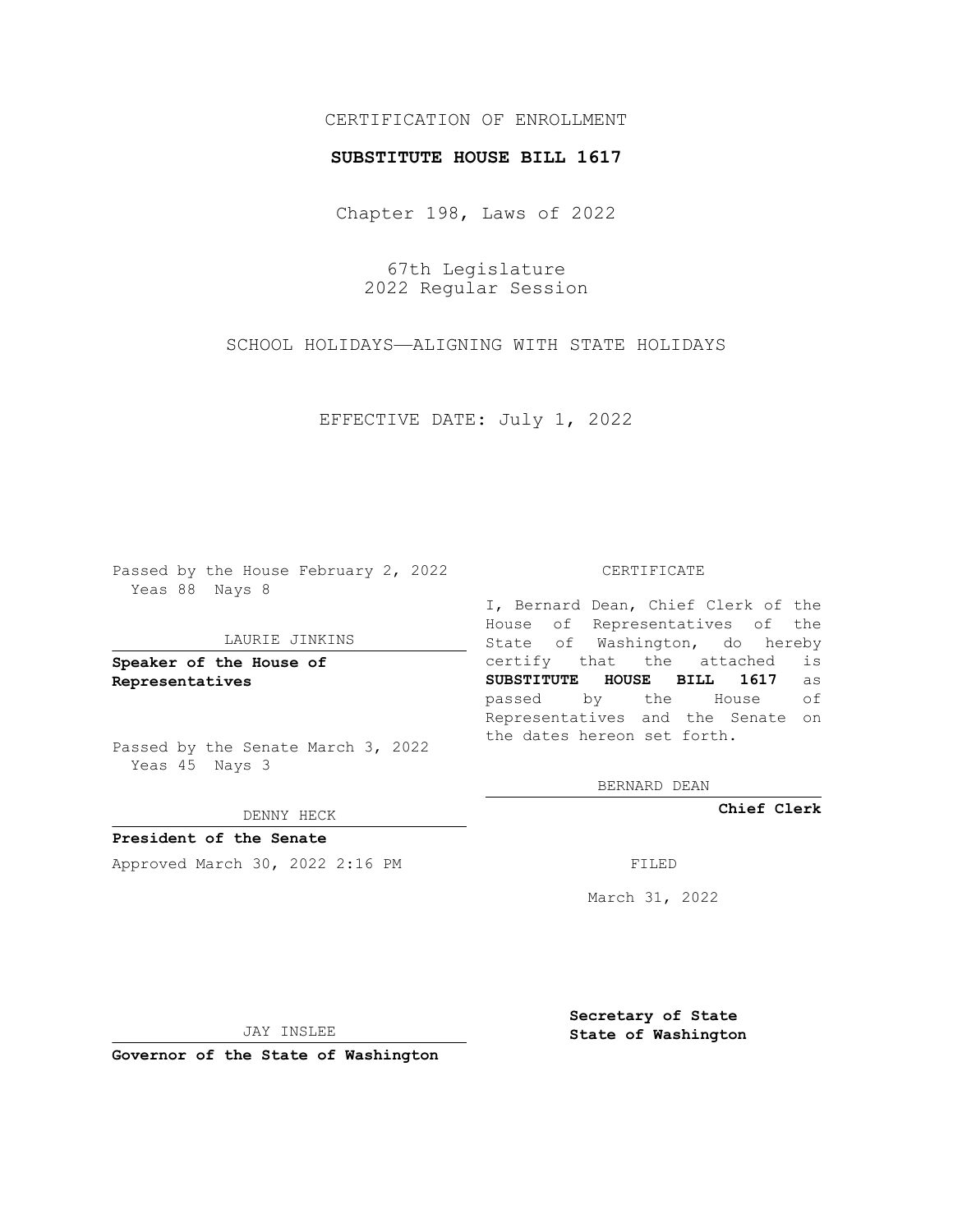CERTIFICATION OF ENROLLMENT

**SUBSTITUTE HOUSE BILL 1617**

Chapter 198, Laws of 2022

67th Legislature
2022 Regular Session

SCHOOL HOLIDAYS—ALIGNING WITH STATE HOLIDAYS

EFFECTIVE DATE: July 1, 2022

Passed by the House February 2, 2022
Yeas 88 Nays 8

LAURIE JINKINS

**Speaker of the House of Representatives**

Passed by the Senate March 3, 2022
Yeas 45 Nays 3

DENNY HECK

**President of the Senate**

Approved March 30, 2022 2:16 PM

JAY INSLEE

**Governor of the State of Washington**

CERTIFICATE

I, Bernard Dean, Chief Clerk of the House of Representatives of the State of Washington, do hereby certify that the attached is **SUBSTITUTE HOUSE BILL 1617** as passed by the House of Representatives and the Senate on the dates hereon set forth.

BERNARD DEAN

**Chief Clerk**

FILED

March 31, 2022

**Secretary of State
State of Washington**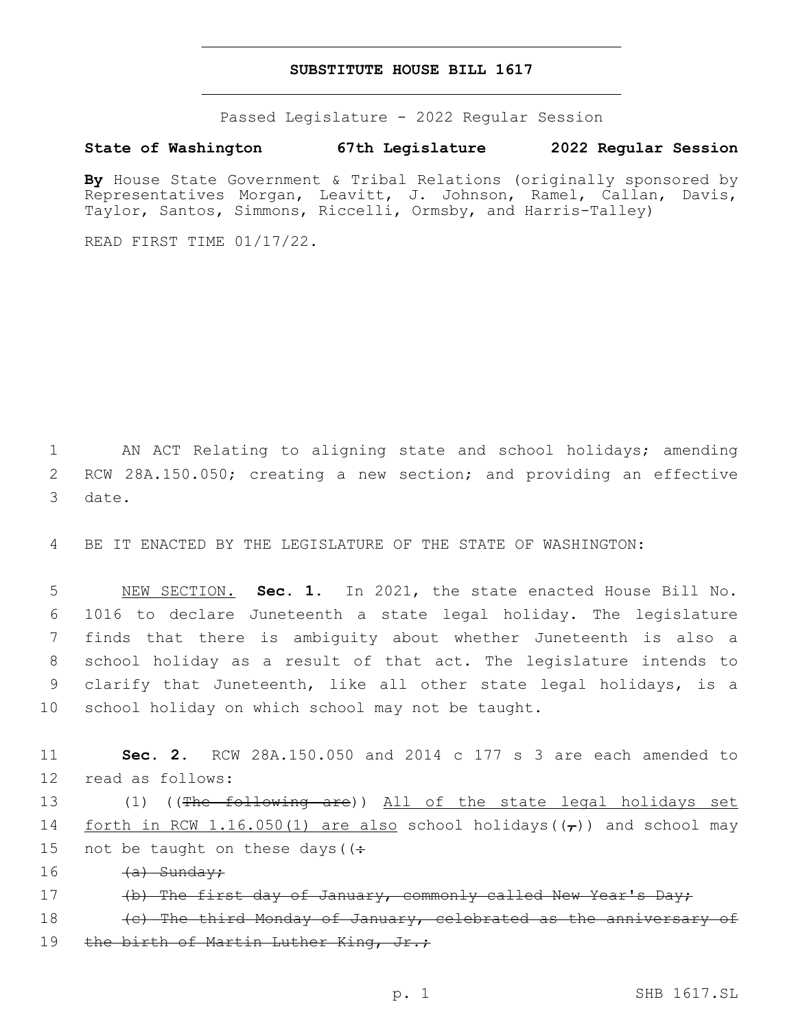# SUBSTITUTE HOUSE BILL 1617

Passed Legislature - 2022 Regular Session

**State of Washington 67th Legislature 2022 Regular Session**

**By** House State Government & Tribal Relations (originally sponsored by Representatives Morgan, Leavitt, J. Johnson, Ramel, Callan, Davis, Taylor, Santos, Simmons, Riccelli, Ormsby, and Harris-Talley)

READ FIRST TIME 01/17/22.

1 AN ACT Relating to aligning state and school holidays; amending 2 RCW 28A.150.050; creating a new section; and providing an effective 3 date.

4 BE IT ENACTED BY THE LEGISLATURE OF THE STATE OF WASHINGTON:

5 NEW SECTION. **Sec. 1.** In 2021, the state enacted House Bill No. 6 1016 to declare Juneteenth a state legal holiday. The legislature 7 finds that there is ambiguity about whether Juneteenth is also a 8 school holiday as a result of that act. The legislature intends to 9 clarify that Juneteenth, like all other state legal holidays, is a 10 school holiday on which school may not be taught.

11 **Sec. 2.** RCW 28A.150.050 and 2014 c 177 s 3 are each amended to 12 read as follows:

13 (1) ((~~The following are~~)) All of the state legal holidays set 14 forth in RCW 1.16.050(1) are also school holidays((~~,~~)) and school may 15 not be taught on these days((~~:~~

16 ~~(a) Sunday;~~

17 ~~(b) The first day of January, commonly called New Year's Day;~~

18 ~~(c) The third Monday of January, celebrated as the anniversary of~~ 19 ~~the birth of Martin Luther King, Jr.;~~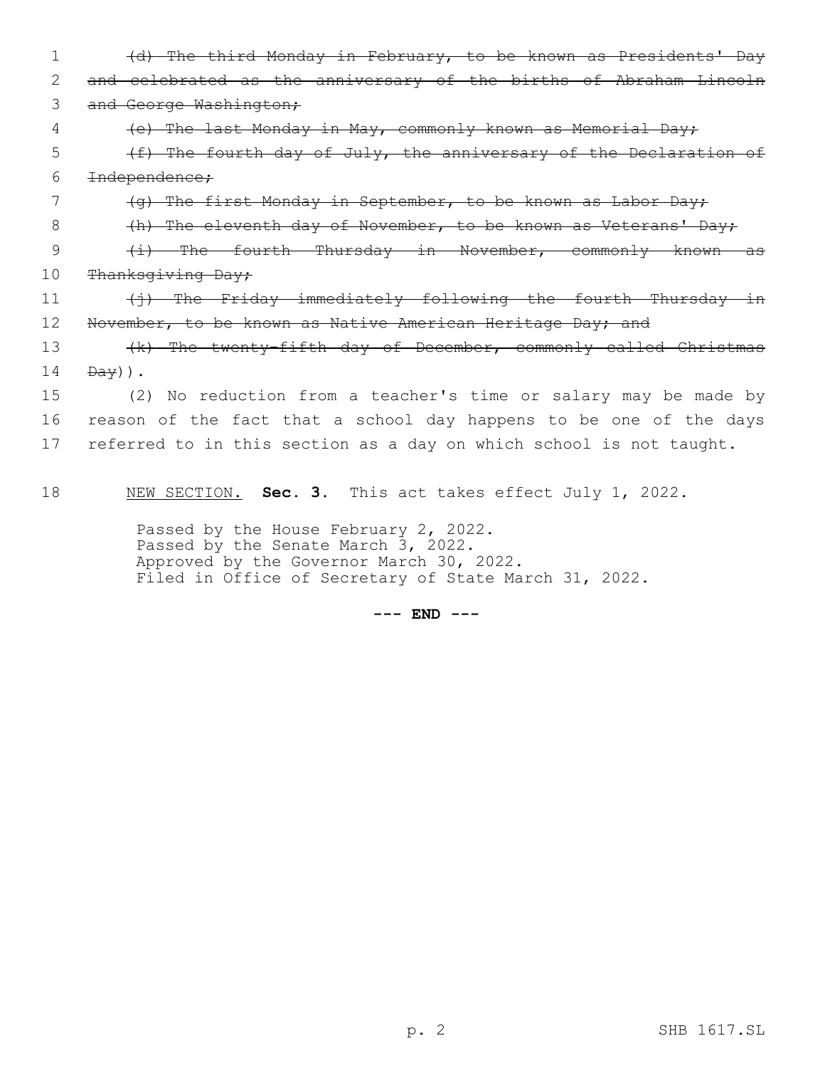~~(d) The third Monday in February, to be known as Presidents' Day and celebrated as the anniversary of the births of Abraham Lincoln and George Washington;~~

~~(e) The last Monday in May, commonly known as Memorial Day;~~

~~(f) The fourth day of July, the anniversary of the Declaration of Independence;~~

~~(g) The first Monday in September, to be known as Labor Day;~~

~~(h) The eleventh day of November, to be known as Veterans' Day;~~

~~(i) The fourth Thursday in November, commonly known as Thanksgiving Day;~~

~~(j) The Friday immediately following the fourth Thursday in November, to be known as Native American Heritage Day; and~~

~~(k) The twenty-fifth day of December, commonly called Christmas Day~~)).

(2) No reduction from a teacher's time or salary may be made by reason of the fact that a school day happens to be one of the days referred to in this section as a day on which school is not taught.

<u>NEW SECTION.</u> **Sec. 3.** This act takes effect July 1, 2022.

Passed by the House February 2, 2022.
Passed by the Senate March 3, 2022.
Approved by the Governor March 30, 2022.
Filed in Office of Secretary of State March 31, 2022.

**--- END ---**